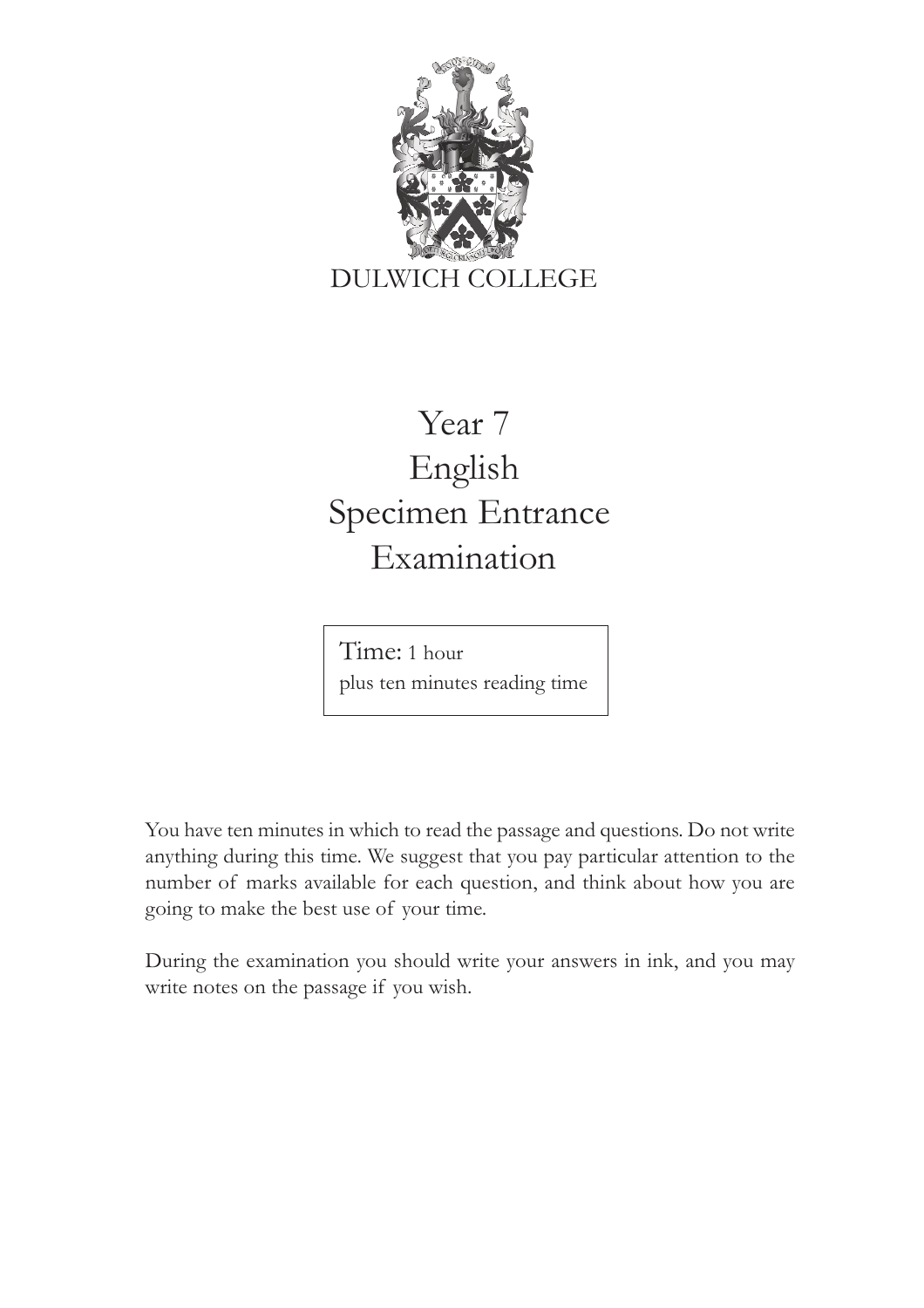DULWICH COLLEGE

# Year 7
# English
# Specimen Entrance Examination

Time: 1 hour
plus ten minutes reading time

You have ten minutes in which to read the passage and questions. Do not write anything during this time. We suggest that you pay particular attention to the number of marks available for each question, and think about how you are going to make the best use of your time.

During the examination you should write your answers in ink, and you may write notes on the passage if you wish.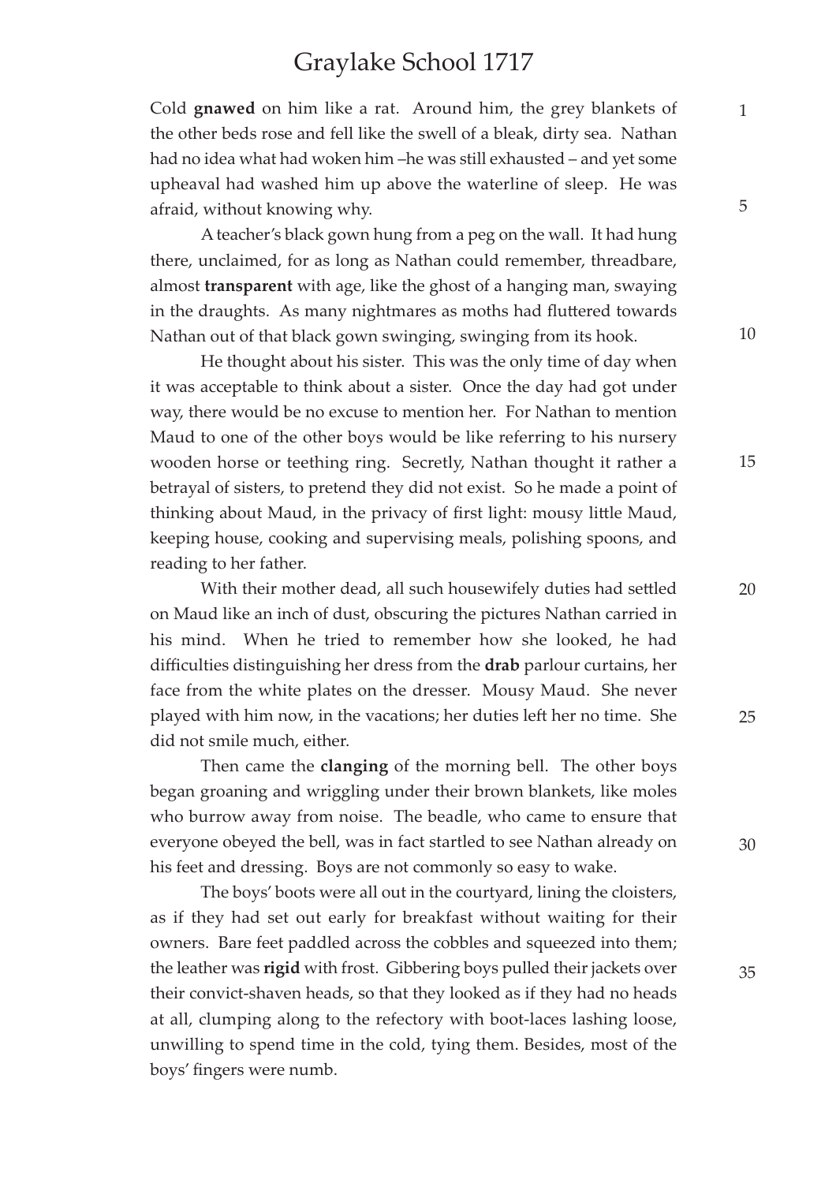# Graylake School 1717

Cold **gnawed** on him like a rat. Around him, the grey blankets of the other beds rose and fell like the swell of a bleak, dirty sea. Nathan had no idea what had woken him –he was still exhausted – and yet some upheaval had washed him up above the waterline of sleep. He was afraid, without knowing why.

A teacher's black gown hung from a peg on the wall. It had hung there, unclaimed, for as long as Nathan could remember, threadbare, almost **transparent** with age, like the ghost of a hanging man, swaying in the draughts. As many nightmares as moths had fluttered towards Nathan out of that black gown swinging, swinging from its hook.

He thought about his sister. This was the only time of day when it was acceptable to think about a sister. Once the day had got under way, there would be no excuse to mention her. For Nathan to mention Maud to one of the other boys would be like referring to his nursery wooden horse or teething ring. Secretly, Nathan thought it rather a betrayal of sisters, to pretend they did not exist. So he made a point of thinking about Maud, in the privacy of first light: mousy little Maud, keeping house, cooking and supervising meals, polishing spoons, and reading to her father.

With their mother dead, all such housewifely duties had settled on Maud like an inch of dust, obscuring the pictures Nathan carried in his mind. When he tried to remember how she looked, he had difficulties distinguishing her dress from the **drab** parlour curtains, her face from the white plates on the dresser. Mousy Maud. She never played with him now, in the vacations; her duties left her no time. She did not smile much, either.

Then came the **clanging** of the morning bell. The other boys began groaning and wriggling under their brown blankets, like moles who burrow away from noise. The beadle, who came to ensure that everyone obeyed the bell, was in fact startled to see Nathan already on his feet and dressing. Boys are not commonly so easy to wake.

The boys' boots were all out in the courtyard, lining the cloisters, as if they had set out early for breakfast without waiting for their owners. Bare feet paddled across the cobbles and squeezed into them; the leather was **rigid** with frost. Gibbering boys pulled their jackets over their convict-shaven heads, so that they looked as if they had no heads at all, clumping along to the refectory with boot-laces lashing loose, unwilling to spend time in the cold, tying them. Besides, most of the boys' fingers were numb.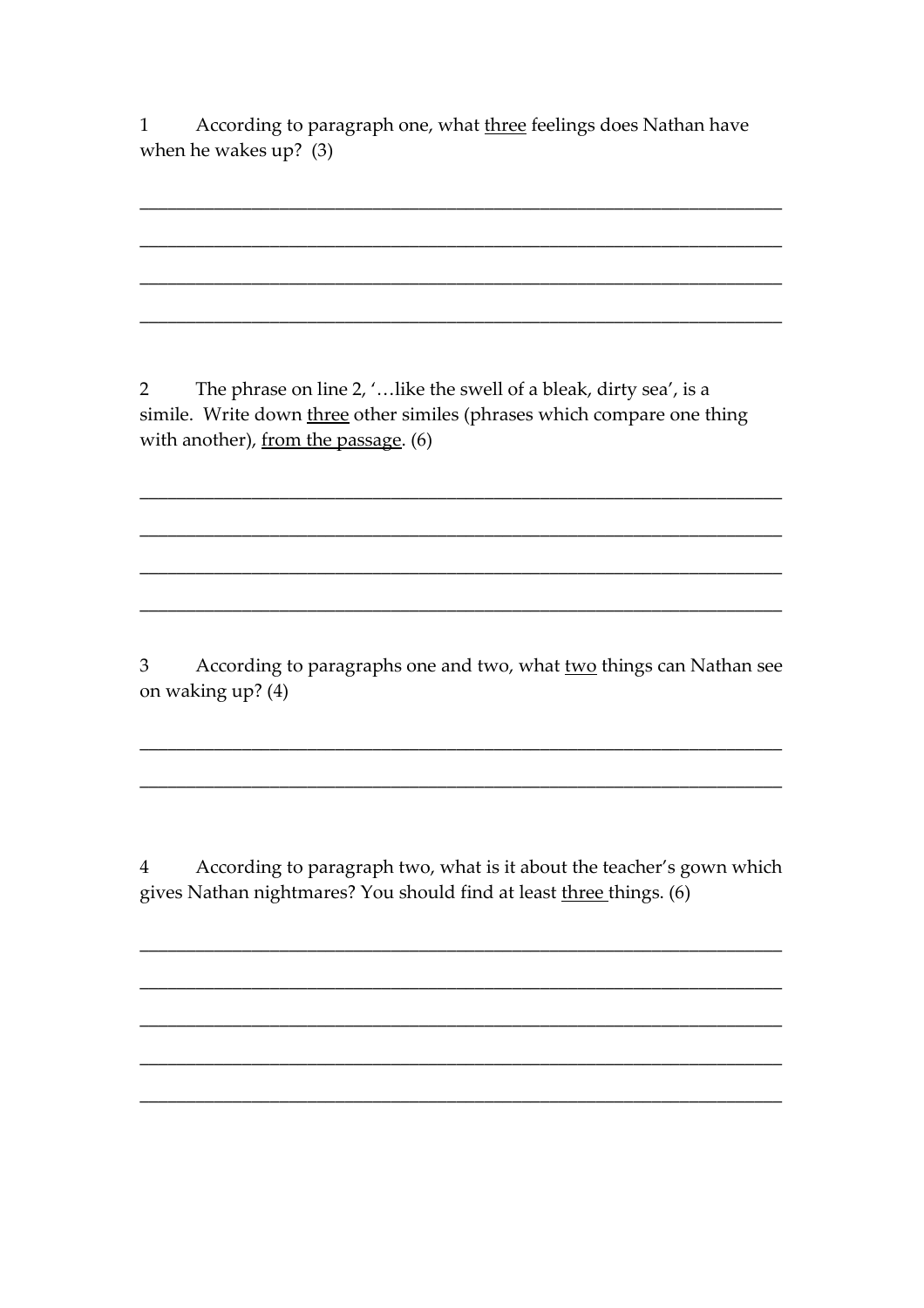1 According to paragraph one, what <u>three</u> feelings does Nathan have when he wakes up? (3)

______________________________________________________________________

______________________________________________________________________

______________________________________________________________________

______________________________________________________________________

2 The phrase on line 2, '…like the swell of a bleak, dirty sea', is a simile. Write down <u>three</u> other similes (phrases which compare one thing with another), <u>from the passage</u>. (6)

______________________________________________________________________

______________________________________________________________________

______________________________________________________________________

______________________________________________________________________

3 According to paragraphs one and two, what <u>two</u> things can Nathan see on waking up? (4)

______________________________________________________________________

______________________________________________________________________

4 According to paragraph two, what is it about the teacher's gown which gives Nathan nightmares? You should find at least <u>three</u> things. (6)

______________________________________________________________________

______________________________________________________________________

______________________________________________________________________

______________________________________________________________________

______________________________________________________________________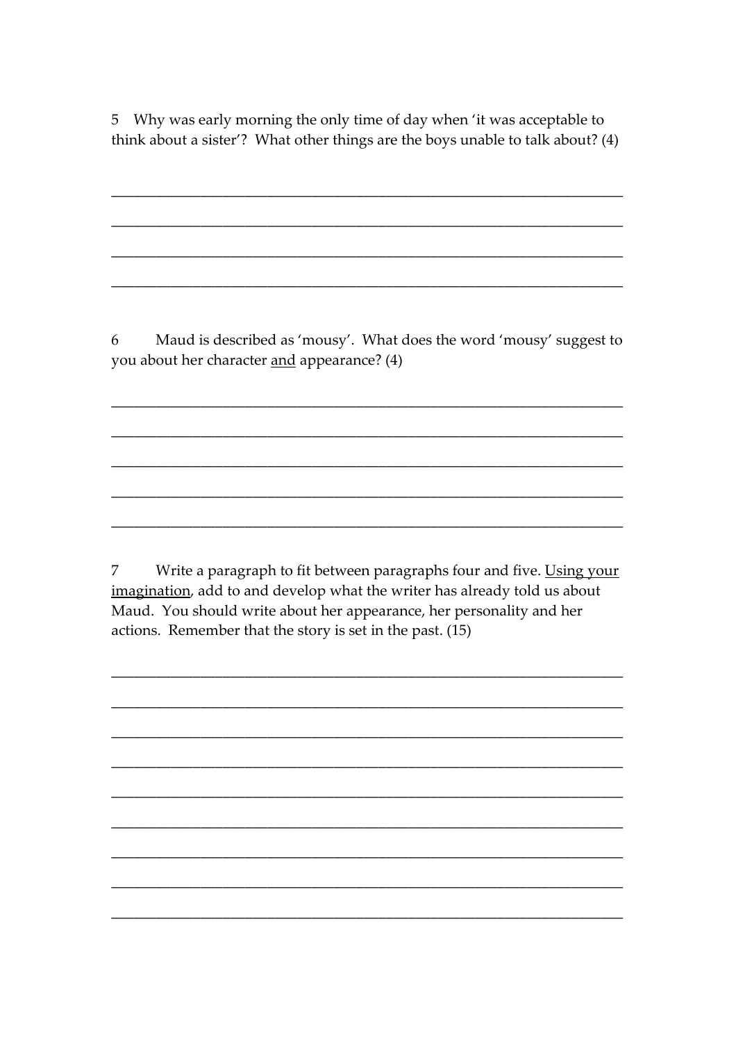5 Why was early morning the only time of day when 'it was acceptable to think about a sister'? What other things are the boys unable to talk about? (4)

___________________________________________________________________

___________________________________________________________________

___________________________________________________________________

___________________________________________________________________

6 Maud is described as 'mousy'. What does the word 'mousy' suggest to you about her character <u>and</u> appearance? (4)

___________________________________________________________________

___________________________________________________________________

___________________________________________________________________

___________________________________________________________________

___________________________________________________________________

7 Write a paragraph to fit between paragraphs four and five. <u>Using your imagination</u>, add to and develop what the writer has already told us about Maud. You should write about her appearance, her personality and her actions. Remember that the story is set in the past. (15)

___________________________________________________________________

___________________________________________________________________

___________________________________________________________________

___________________________________________________________________

___________________________________________________________________

___________________________________________________________________

___________________________________________________________________

___________________________________________________________________

___________________________________________________________________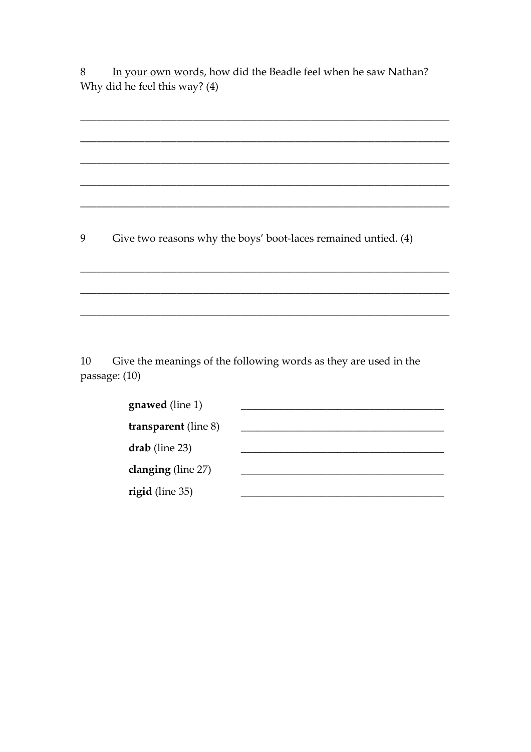8 <u>In your own words</u>, how did the Beadle feel when he saw Nathan? Why did he feel this way? (4)

______________________________________________________________________

______________________________________________________________________

______________________________________________________________________

______________________________________________________________________

______________________________________________________________________

9 Give two reasons why the boys' boot-laces remained untied. (4)

______________________________________________________________________

______________________________________________________________________

______________________________________________________________________

10 Give the meanings of the following words as they are used in the passage: (10)

**gnawed** (line 1) ______________________________________

**transparent** (line 8) ______________________________________

**drab** (line 23) ______________________________________

**clanging** (line 27) ______________________________________

**rigid** (line 35) ______________________________________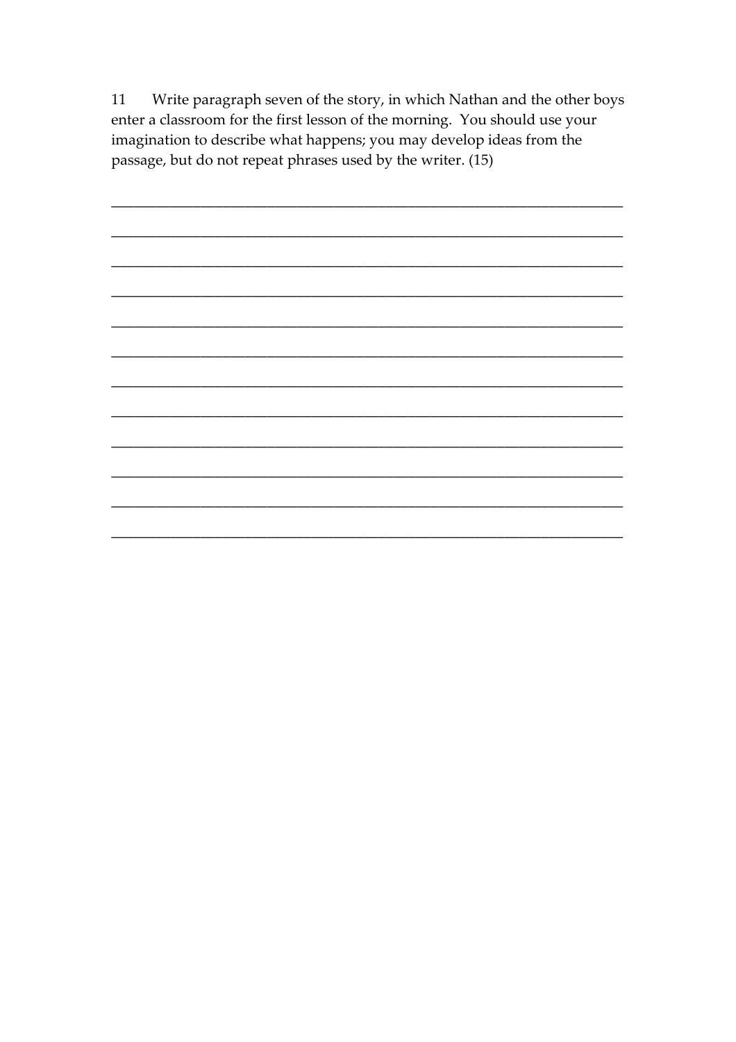11 Write paragraph seven of the story, in which Nathan and the other boys enter a classroom for the first lesson of the morning. You should use your imagination to describe what happens; you may develop ideas from the passage, but do not repeat phrases used by the writer. (15)

____________________________________________________________________________

____________________________________________________________________________

____________________________________________________________________________

____________________________________________________________________________

____________________________________________________________________________

____________________________________________________________________________

____________________________________________________________________________

____________________________________________________________________________

____________________________________________________________________________

____________________________________________________________________________

____________________________________________________________________________

____________________________________________________________________________